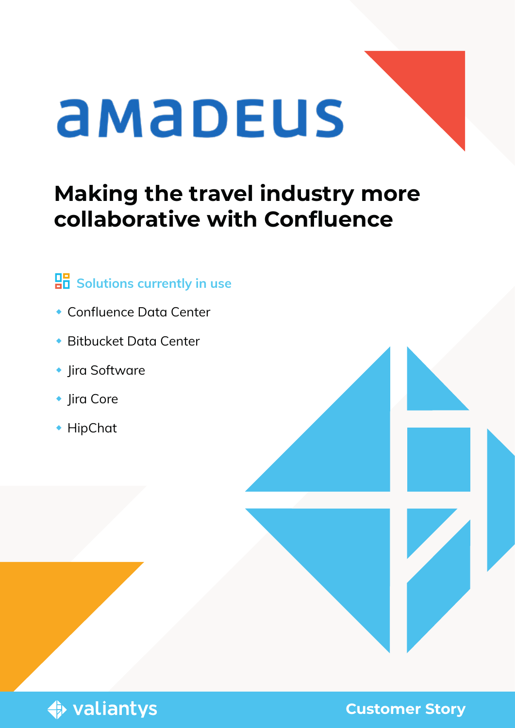amadeus

# Making the travel industry more collaborative with Confluence

## Solutions currently in use

- Confluence Data Center
- Bitbucket Data Center
- Jira Software
- Jira Core
- HipChat

valiantys

Customer Story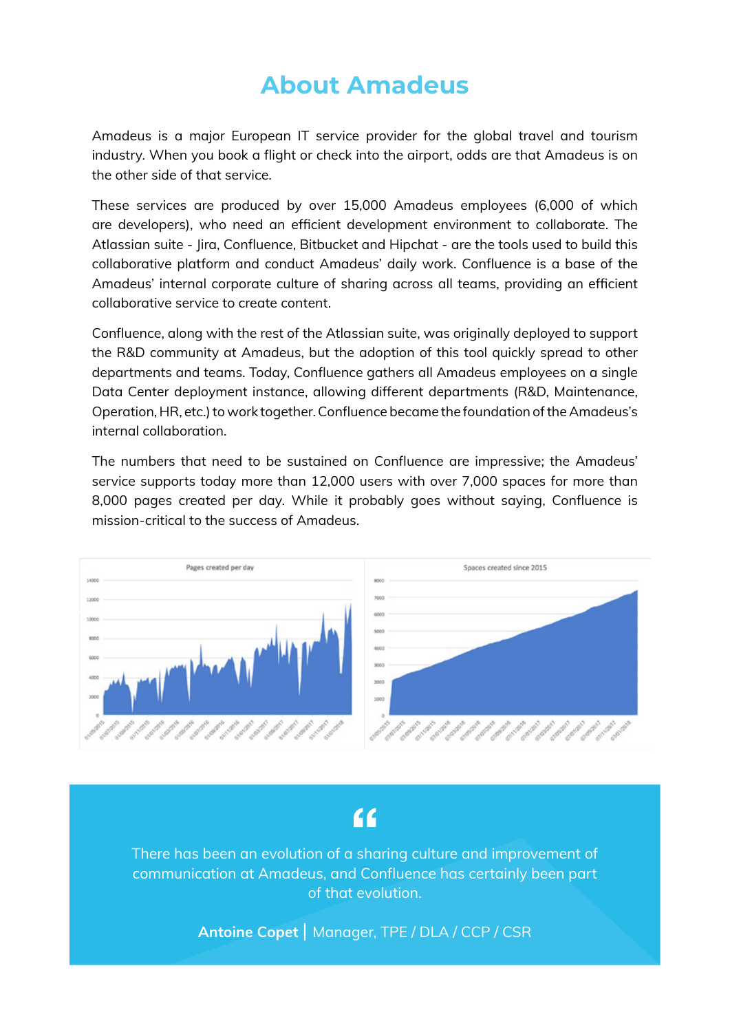# About Amadeus

Amadeus is a major European IT service provider for the global travel and tourism industry. When you book a flight or check into the airport, odds are that Amadeus is on the other side of that service.

These services are produced by over 15,000 Amadeus employees (6,000 of which are developers), who need an efficient development environment to collaborate. The Atlassian suite - Jira, Confluence, Bitbucket and Hipchat - are the tools used to build this collaborative platform and conduct Amadeus' daily work. Confluence is a base of the Amadeus' internal corporate culture of sharing across all teams, providing an efficient collaborative service to create content.

Confluence, along with the rest of the Atlassian suite, was originally deployed to support the R&D community at Amadeus, but the adoption of this tool quickly spread to other departments and teams. Today, Confluence gathers all Amadeus employees on a single Data Center deployment instance, allowing different departments (R&D, Maintenance, Operation, HR, etc.) to work together. Confluence became the foundation of the Amadeus's internal collaboration.

The numbers that need to be sustained on Confluence are impressive; the Amadeus' service supports today more than 12,000 users with over 7,000 spaces for more than 8,000 pages created per day. While it probably goes without saying, Confluence is mission-critical to the success of Amadeus.

Pages created per day

Spaces created since 2015

> There has been an evolution of a sharing culture and improvement of communication at Amadeus, and Confluence has certainly been part of that evolution.
>
> **Antoine Copet** | Manager, TPE / DLA / CCP / CSR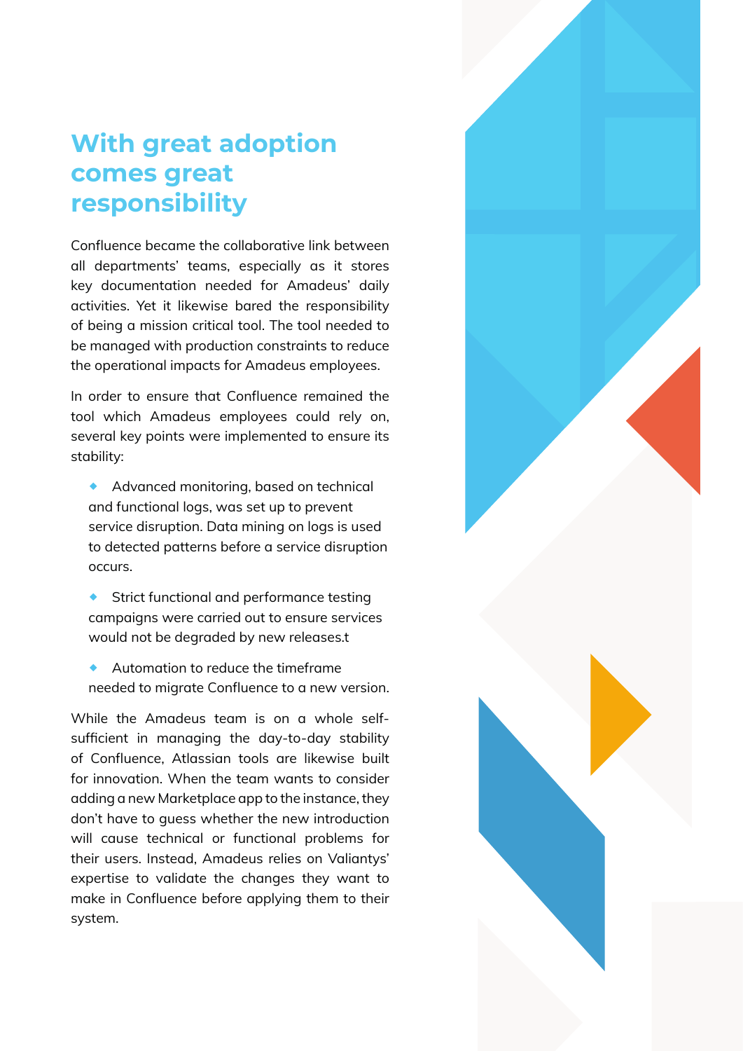## With great adoption comes great responsibility

Confluence became the collaborative link between all departments' teams, especially as it stores key documentation needed for Amadeus' daily activities. Yet it likewise bared the responsibility of being a mission critical tool. The tool needed to be managed with production constraints to reduce the operational impacts for Amadeus employees.

In order to ensure that Confluence remained the tool which Amadeus employees could rely on, several key points were implemented to ensure its stability:

- Advanced monitoring, based on technical and functional logs, was set up to prevent service disruption. Data mining on logs is used to detected patterns before a service disruption occurs.
- Strict functional and performance testing campaigns were carried out to ensure services would not be degraded by new releases.t
- Automation to reduce the timeframe needed to migrate Confluence to a new version.

While the Amadeus team is on a whole self-sufficient in managing the day-to-day stability of Confluence, Atlassian tools are likewise built for innovation. When the team wants to consider adding a new Marketplace app to the instance, they don't have to guess whether the new introduction will cause technical or functional problems for their users. Instead, Amadeus relies on Valiantys' expertise to validate the changes they want to make in Confluence before applying them to their system.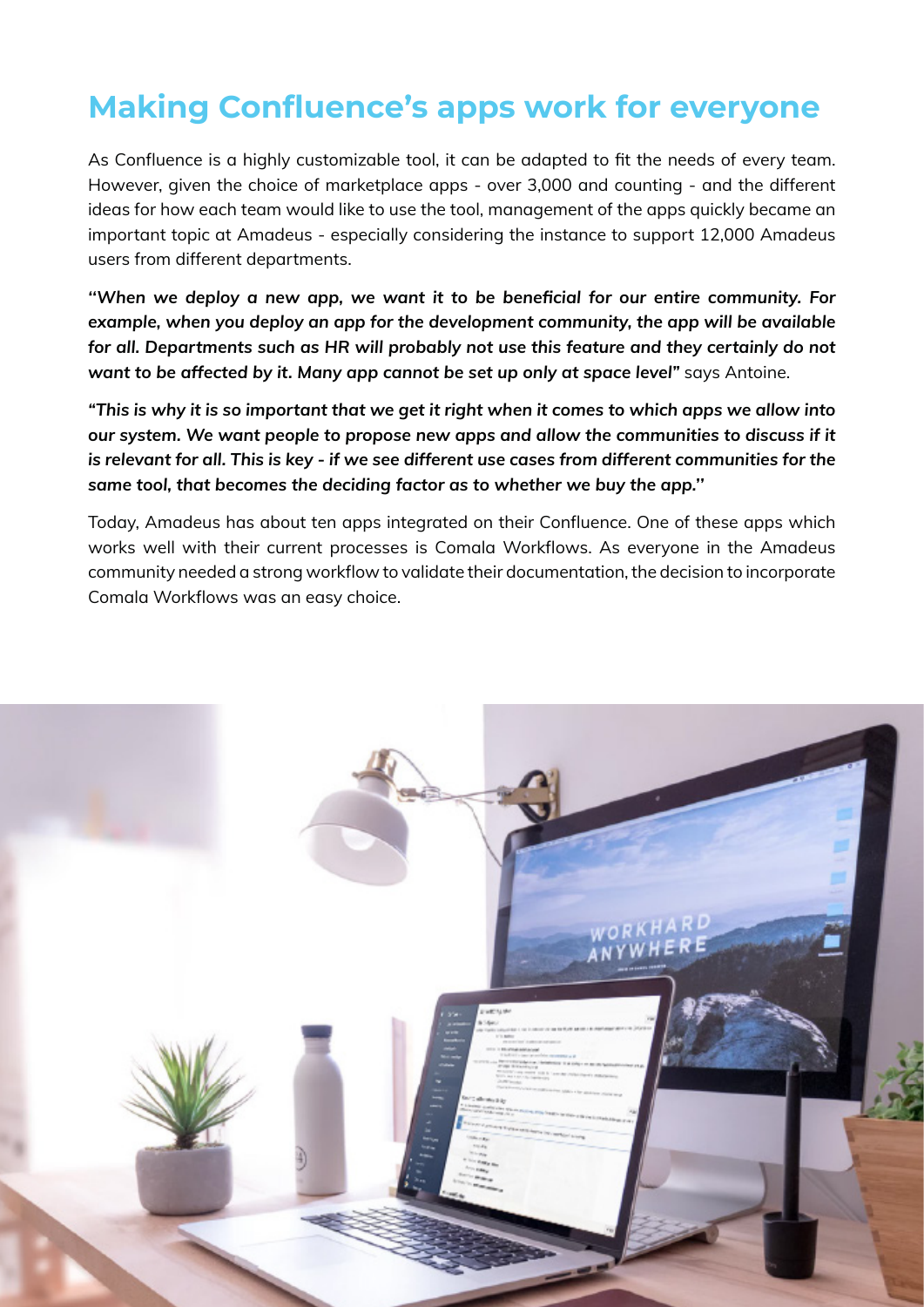# Making Confluence's apps work for everyone

As Confluence is a highly customizable tool, it can be adapted to fit the needs of every team. However, given the choice of marketplace apps - over 3,000 and counting - and the different ideas for how each team would like to use the tool, management of the apps quickly became an important topic at Amadeus - especially considering the instance to support 12,000 Amadeus users from different departments.

***"When we deploy a new app, we want it to be beneficial for our entire community. For example, when you deploy an app for the development community, the app will be available for all. Departments such as HR will probably not use this feature and they certainly do not want to be affected by it. Many app cannot be set up only at space level"*** says Antoine.

***"This is why it is so important that we get it right when it comes to which apps we allow into our system. We want people to propose new apps and allow the communities to discuss if it is relevant for all. This is key - if we see different use cases from different communities for the same tool, that becomes the deciding factor as to whether we buy the app."***

Today, Amadeus has about ten apps integrated on their Confluence. One of these apps which works well with their current processes is Comala Workflows. As everyone in the Amadeus community needed a strong workflow to validate their documentation, the decision to incorporate Comala Workflows was an easy choice.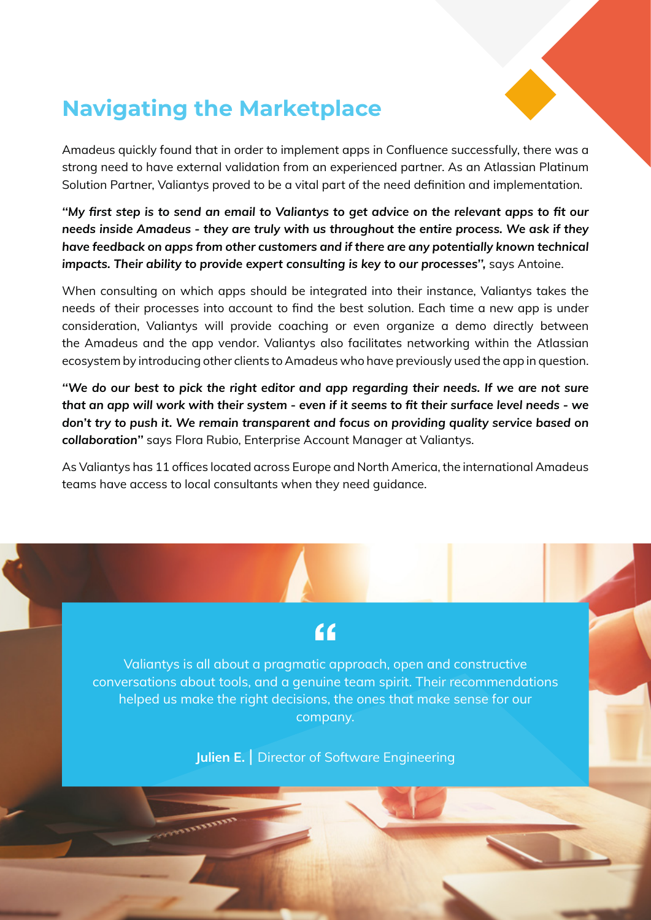## Navigating the Marketplace

Amadeus quickly found that in order to implement apps in Confluence successfully, there was a strong need to have external validation from an experienced partner. As an Atlassian Platinum Solution Partner, Valiantys proved to be a vital part of the need definition and implementation.

***"My first step is to send an email to Valiantys to get advice on the relevant apps to fit our needs inside Amadeus - they are truly with us throughout the entire process. We ask if they have feedback on apps from other customers and if there are any potentially known technical impacts. Their ability to provide expert consulting is key to our processes",*** says Antoine.

When consulting on which apps should be integrated into their instance, Valiantys takes the needs of their processes into account to find the best solution. Each time a new app is under consideration, Valiantys will provide coaching or even organize a demo directly between the Amadeus and the app vendor. Valiantys also facilitates networking within the Atlassian ecosystem by introducing other clients to Amadeus who have previously used the app in question.

***"We do our best to pick the right editor and app regarding their needs. If we are not sure that an app will work with their system - even if it seems to fit their surface level needs - we don't try to push it. We remain transparent and focus on providing quality service based on collaboration"*** says Flora Rubio, Enterprise Account Manager at Valiantys.

As Valiantys has 11 offices located across Europe and North America, the international Amadeus teams have access to local consultants when they need guidance.

> Valiantys is all about a pragmatic approach, open and constructive conversations about tools, and a genuine team spirit. Their recommendations helped us make the right decisions, the ones that make sense for our company.
>
> **Julien E.** | Director of Software Engineering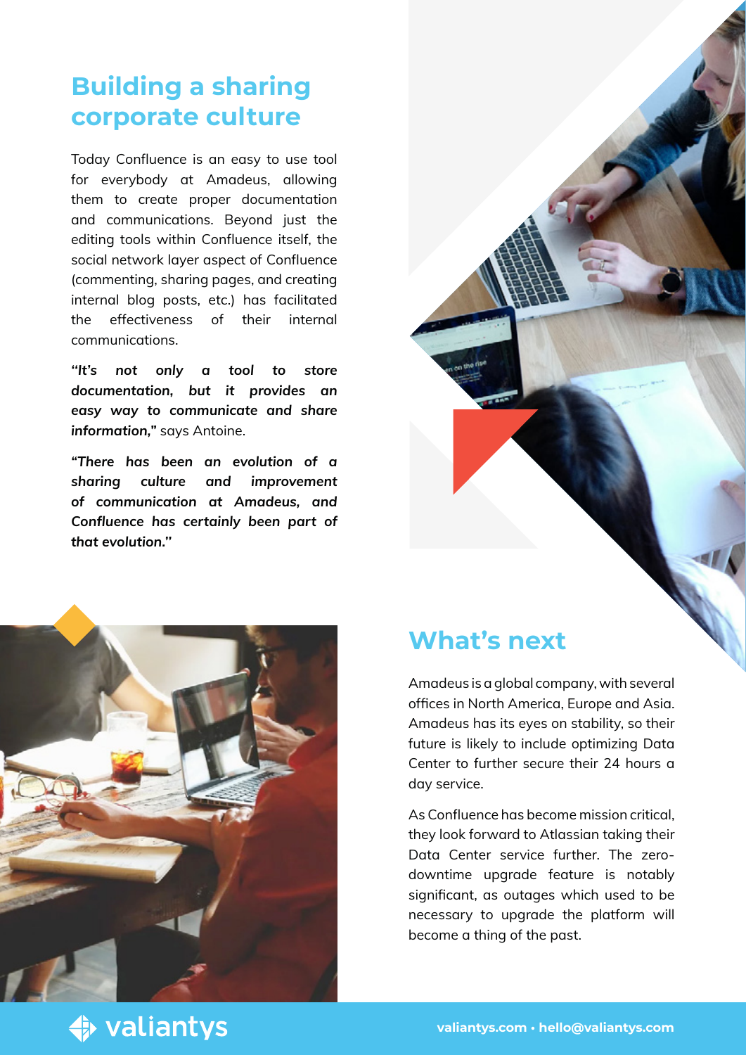## Building a sharing corporate culture

Today Confluence is an easy to use tool for everybody at Amadeus, allowing them to create proper documentation and communications. Beyond just the editing tools within Confluence itself, the social network layer aspect of Confluence (commenting, sharing pages, and creating internal blog posts, etc.) has facilitated the effectiveness of their internal communications.

***"It's not only a tool to store documentation, but it provides an easy way to communicate and share information,"*** says Antoine.

***"There has been an evolution of a sharing culture and improvement of communication at Amadeus, and Confluence has certainly been part of that evolution."***

## What's next

Amadeus is a global company, with several offices in North America, Europe and Asia. Amadeus has its eyes on stability, so their future is likely to include optimizing Data Center to further secure their 24 hours a day service.

As Confluence has become mission critical, they look forward to Atlassian taking their Data Center service further. The zero-downtime upgrade feature is notably significant, as outages which used to be necessary to upgrade the platform will become a thing of the past.

valiantys

valiantys.com • hello@valiantys.com